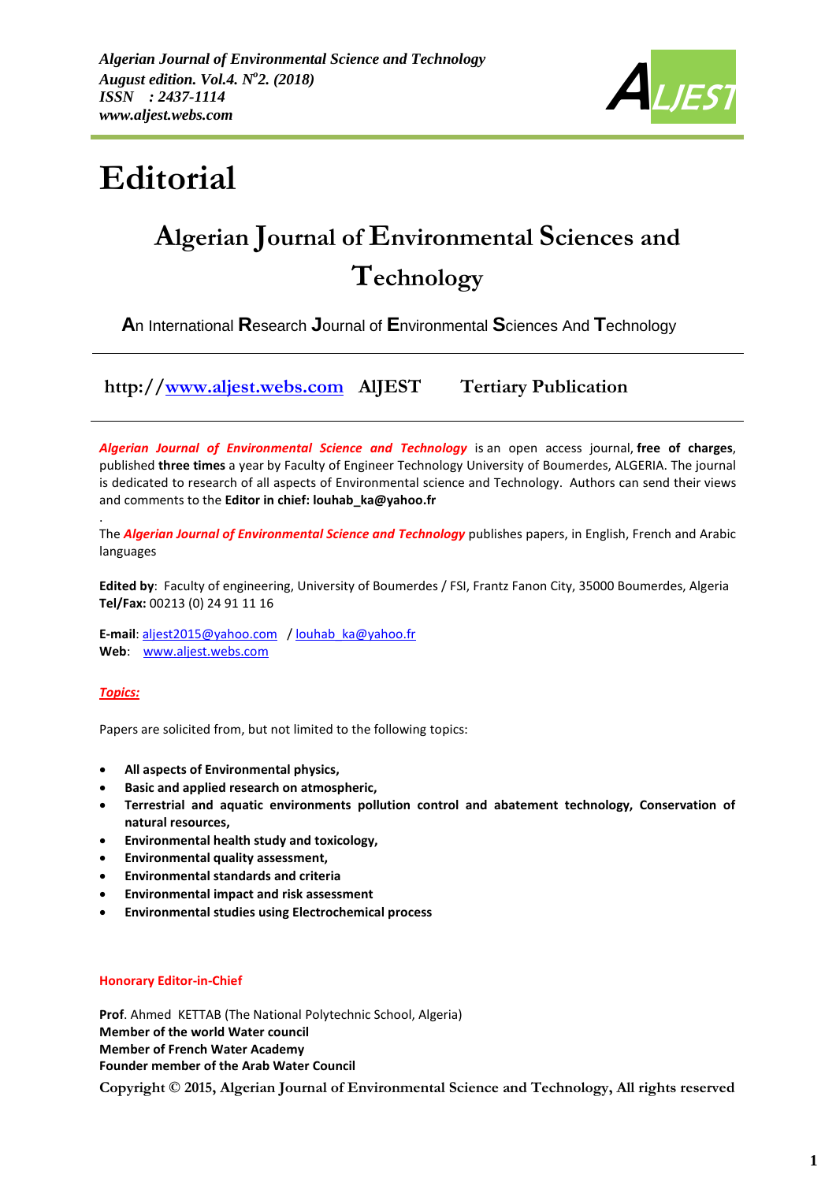# Editorial

## Algerian Journal of Environmental Sciences and Technology

**A**n International **R**esearch **J**ournal of **E**nvironmental **S**ciences And **T**echnology

---

**http://[www.aljest.webs.com](http://www.aljest.webs.com) AlJEST Tertiary Publication**

---

***Algerian Journal of Environmental Science and Technology*** is an open access journal, **free of charges**, published **three times** a year by Faculty of Engineer Technology University of Boumerdes, ALGERIA. The journal is dedicated to research of all aspects of Environmental science and Technology. Authors can send their views and comments to the **Editor in chief: louhab_ka@yahoo.fr**

.

The ***Algerian Journal of Environmental Science and Technology*** publishes papers, in English, French and Arabic languages

**Edited by**: Faculty of engineering, University of Boumerdes / FSI, Frantz Fanon City, 35000 Boumerdes, Algeria
**Tel/Fax:** 00213 (0) 24 91 11 16

**E-mail**: [aljest2015@yahoo.com](mailto:aljest2015@yahoo.com) / [louhab_ka@yahoo.fr](mailto:louhab_ka@yahoo.fr)
**Web**: [www.aljest.webs.com](http://www.aljest.webs.com)

***Topics:***

Papers are solicited from, but not limited to the following topics:

- **All aspects of Environmental physics,**
- **Basic and applied research on atmospheric,**
- **Terrestrial and aquatic environments pollution control and abatement technology, Conservation of natural resources,**
- **Environmental health study and toxicology,**
- **Environmental quality assessment,**
- **Environmental standards and criteria**
- **Environmental impact and risk assessment**
- **Environmental studies using Electrochemical process**

**Honorary Editor-in-Chief**

**Prof**. Ahmed KETTAB (The National Polytechnic School, Algeria)
**Member of the world Water council**
**Member of French Water Academy**
**Founder member of the Arab Water Council**

**Copyright © 2015, Algerian Journal of Environmental Science and Technology, All rights reserved**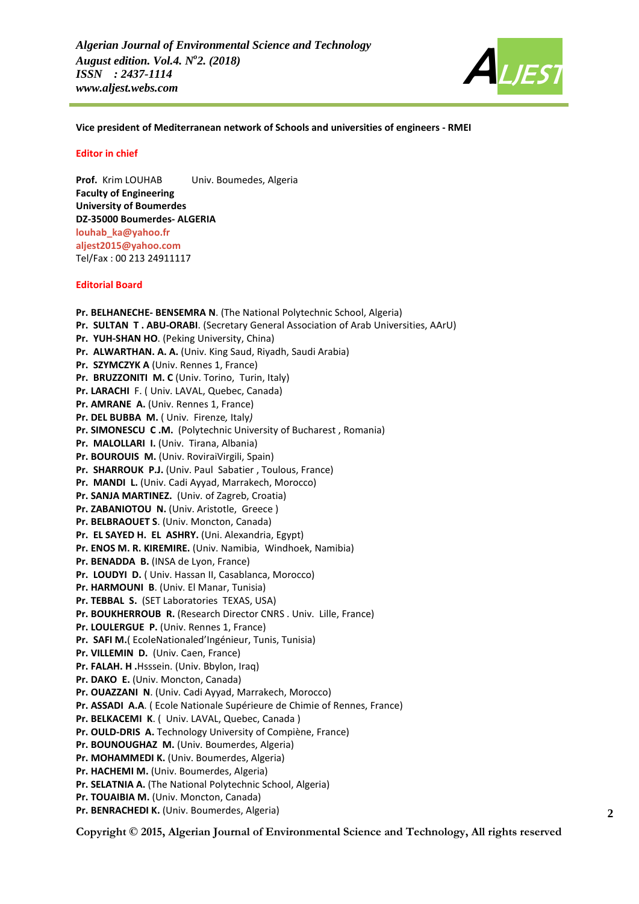**Vice president of Mediterranean network of Schools and universities of engineers - RMEI**

## Editor in chief

**Prof.** Krim LOUHAB Univ. Boumedes, Algeria
**Faculty of Engineering**
**University of Boumerdes**
**DZ-35000 Boumerdes- ALGERIA**
louhab_ka@yahoo.fr
aljest2015@yahoo.com
Tel/Fax : 00 213 24911117

## Editorial Board

**Pr. BELHANECHE- BENSEMRA N**. (The National Polytechnic School, Algeria)
**Pr. SULTAN T . ABU-ORABI**. (Secretary General Association of Arab Universities, AArU)
**Pr. YUH-SHAN HO**. (Peking University, China)
**Pr. ALWARTHAN. A. A.** (Univ. King Saud, Riyadh, Saudi Arabia)
**Pr. SZYMCZYK A** (Univ. Rennes 1, France)
**Pr. BRUZZONITI M. C** (Univ. Torino, Turin, Italy)
**Pr. LARACHI** F. ( Univ. LAVAL, Quebec, Canada)
**Pr. AMRANE A.** (Univ. Rennes 1, France)
**Pr. DEL BUBBA M.** ( Univ. Firenze*, Italy)*
**Pr. SIMONESCU C .M.** (Polytechnic University of Bucharest , Romania)
**Pr. MALOLLARI I.** (Univ. Tirana, Albania)
**Pr. BOUROUIS M.** (Univ. RoviraiVirgili, Spain)
**Pr. SHARROUK P.J.** (Univ. Paul Sabatier , Toulous, France)
**Pr. MANDI L.** (Univ. Cadi Ayyad, Marrakech, Morocco)
**Pr. SANJA MARTINEZ.** (Univ. of Zagreb, Croatia)
**Pr. ZABANIOTOU N.** (Univ. Aristotle, Greece )
**Pr. BELBRAOUET S**. (Univ. Moncton, Canada)
**Pr. EL SAYED H. EL ASHRY.** (Uni. Alexandria, Egypt)
**Pr. ENOS M. R. KIREMIRE.** (Univ. Namibia, Windhoek, Namibia)
**Pr. BENADDA B.** (INSA de Lyon, France)
**Pr. LOUDYI D.** ( Univ. Hassan II, Casablanca, Morocco)
**Pr. HARMOUNI B**. (Univ. El Manar, Tunisia)
**Pr. TEBBAL S.** (SET Laboratories TEXAS, USA)
**Pr. BOUKHERROUB R.** (Research Director CNRS . Univ. Lille, France)
**Pr. LOULERGUE P.** (Univ. Rennes 1, France)
**Pr. SAFI M.**( EcoleNationaled'Ingénieur, Tunis, Tunisia)
**Pr. VILLEMIN D.** (Univ. Caen, France)
**Pr. FALAH. H .**Hsssein. (Univ. Bbylon, Iraq)
**Pr. DAKO E.** (Univ. Moncton, Canada)
**Pr. OUAZZANI N**. (Univ. Cadi Ayyad, Marrakech, Morocco)
**Pr. ASSADI A.A**. ( Ecole Nationale Supérieure de Chimie of Rennes, France)
**Pr. BELKACEMI K**. ( Univ. LAVAL, Quebec, Canada )
**Pr. OULD-DRIS A.** Technology University of Compiène, France)
**Pr. BOUNOUGHAZ M.** (Univ. Boumerdes, Algeria)
**Pr. MOHAMMEDI K.** (Univ. Boumerdes, Algeria)
**Pr. HACHEMI M.** (Univ. Boumerdes, Algeria)
**Pr. SELATNIA A.** (The National Polytechnic School, Algeria)
**Pr. TOUAIBIA M.** (Univ. Moncton, Canada)
**Pr. BENRACHEDI K.** (Univ. Boumerdes, Algeria)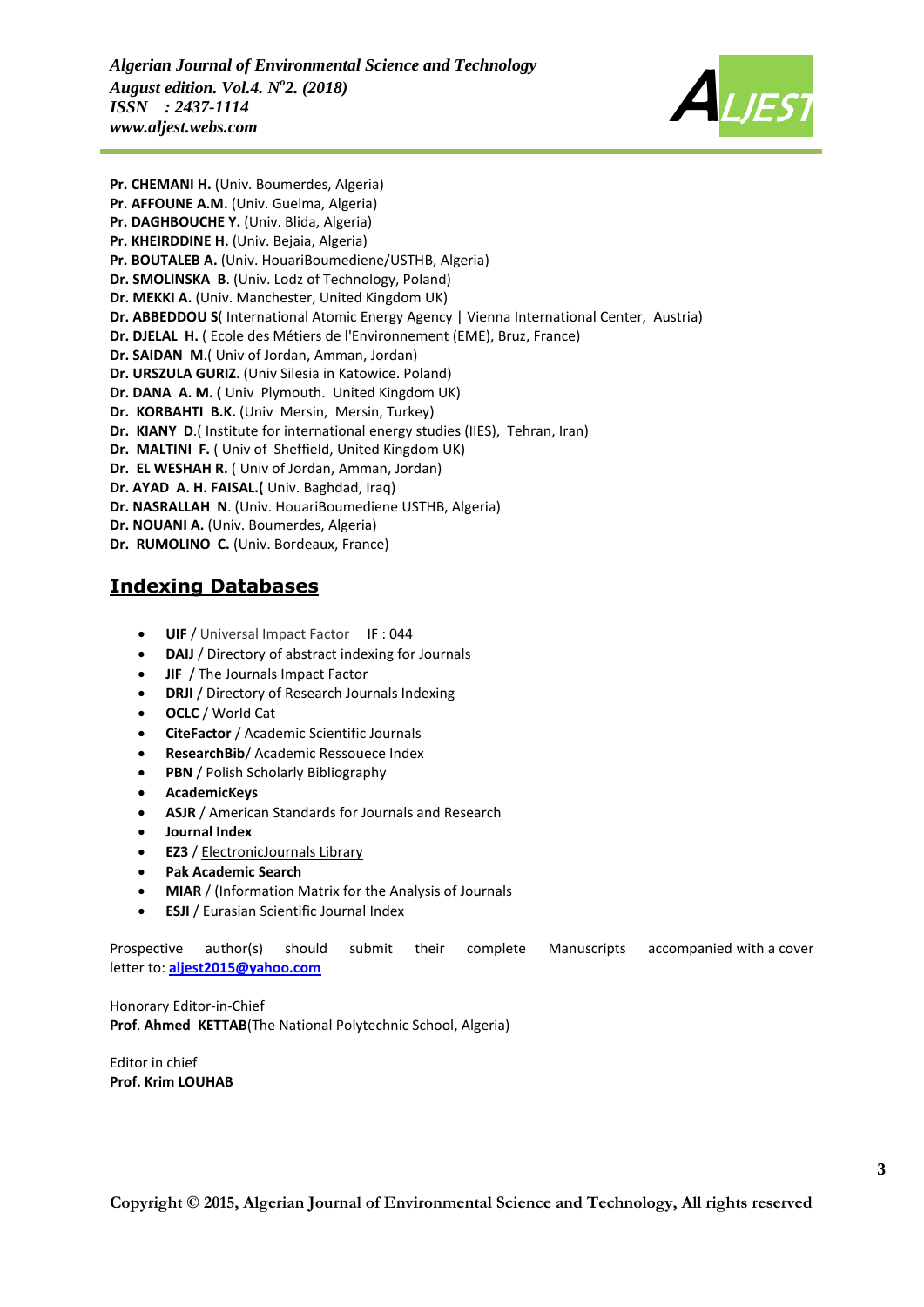**Pr. CHEMANI H.** (Univ. Boumerdes, Algeria)
**Pr. AFFOUNE A.M.** (Univ. Guelma, Algeria)
**Pr. DAGHBOUCHE Y.** (Univ. Blida, Algeria)
**Pr. KHEIRDDINE H.** (Univ. Bejaia, Algeria)
**Pr. BOUTALEB A.** (Univ. HouariBoumediene/USTHB, Algeria)
**Dr. SMOLINSKA B**. (Univ. Lodz of Technology, Poland)
**Dr. MEKKI A.** (Univ. Manchester, United Kingdom UK)
**Dr. ABBEDDOU S**( International Atomic Energy Agency | Vienna International Center, Austria)
**Dr. DJELAL H.** ( Ecole des Métiers de l'Environnement (EME), Bruz, France)
**Dr. SAIDAN M**.( Univ of Jordan, Amman, Jordan)
**Dr. URSZULA GURIZ**. (Univ Silesia in Katowice. Poland)
**Dr. DANA A. M. (** Univ Plymouth. United Kingdom UK)
**Dr. KORBAHTI B.K.** (Univ Mersin, Mersin, Turkey)
**Dr. KIANY D**.( Institute for international energy studies (IIES), Tehran, Iran)
**Dr. MALTINI F.** ( Univ of Sheffield, United Kingdom UK)
**Dr. EL WESHAH R.** ( Univ of Jordan, Amman, Jordan)
**Dr. AYAD A. H. FAISAL.(** Univ. Baghdad, Iraq)
**Dr. NASRALLAH N**. (Univ. HouariBoumediene USTHB, Algeria)
**Dr. NOUANI A.** (Univ. Boumerdes, Algeria)
**Dr. RUMOLINO C.** (Univ. Bordeaux, France)

## Indexing Databases

- **UIF** / Universal Impact Factor IF : 044
- **DAIJ** / Directory of abstract indexing for Journals
- **JIF** / The Journals Impact Factor
- **DRJI** / Directory of Research Journals Indexing
- **OCLC** / World Cat
- **CiteFactor** / Academic Scientific Journals
- **ResearchBib**/ Academic Ressouece Index
- **PBN** / Polish Scholarly Bibliography
- **AcademicKeys**
- **ASJR** / American Standards for Journals and Research
- **Journal Index**
- **EZ3** / ElectronicJournals Library
- **Pak Academic Search**
- **MIAR** / (Information Matrix for the Analysis of Journals
- **ESJI** / Eurasian Scientific Journal Index

Prospective author(s) should submit their complete Manuscripts accompanied with a cover letter to: **aljest2015@yahoo.com**

Honorary Editor-in-Chief
**Prof**. **Ahmed KETTAB**(The National Polytechnic School, Algeria)

Editor in chief
**Prof. Krim LOUHAB**

**Copyright © 2015, Algerian Journal of Environmental Science and Technology, All rights reserved**